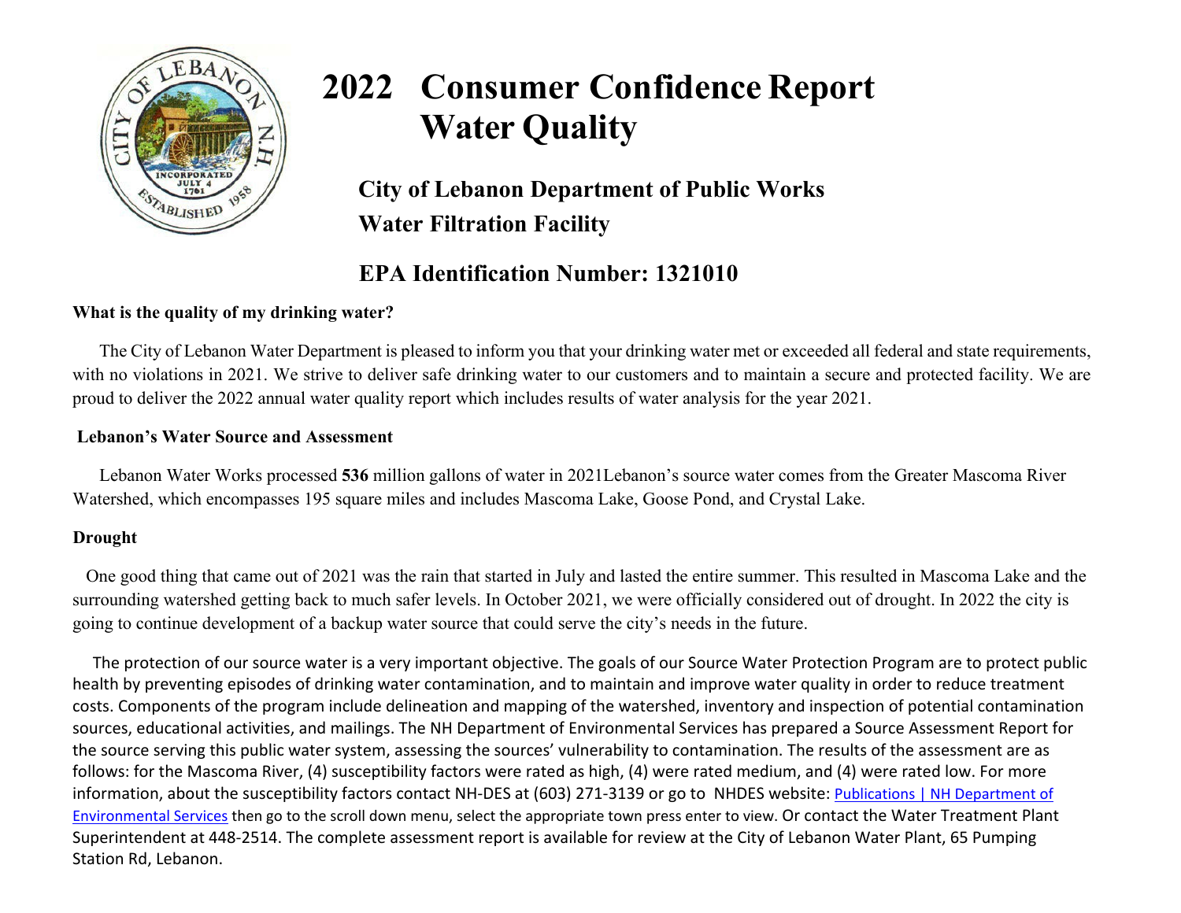# 2022 Consumer Confidence Report Water Quality

## City of Lebanon Department of Public Works Water Filtration Facility

## EPA Identification Number: 1321010

**What is the quality of my drinking water?**

The City of Lebanon Water Department is pleased to inform you that your drinking water met or exceeded all federal and state requirements, with no violations in 2021. We strive to deliver safe drinking water to our customers and to maintain a secure and protected facility. We are proud to deliver the 2022 annual water quality report which includes results of water analysis for the year 2021.

**Lebanon's Water Source and Assessment**

Lebanon Water Works processed **536** million gallons of water in 2021Lebanon's source water comes from the Greater Mascoma River Watershed, which encompasses 195 square miles and includes Mascoma Lake, Goose Pond, and Crystal Lake.

**Drought**

One good thing that came out of 2021 was the rain that started in July and lasted the entire summer. This resulted in Mascoma Lake and the surrounding watershed getting back to much safer levels. In October 2021, we were officially considered out of drought. In 2022 the city is going to continue development of a backup water source that could serve the city's needs in the future.

The protection of our source water is a very important objective. The goals of our Source Water Protection Program are to protect public health by preventing episodes of drinking water contamination, and to maintain and improve water quality in order to reduce treatment costs. Components of the program include delineation and mapping of the watershed, inventory and inspection of potential contamination sources, educational activities, and mailings. The NH Department of Environmental Services has prepared a Source Assessment Report for the source serving this public water system, assessing the sources' vulnerability to contamination. The results of the assessment are as follows: for the Mascoma River, (4) susceptibility factors were rated as high, (4) were rated medium, and (4) were rated low. For more information, about the susceptibility factors contact NH-DES at (603) 271-3139 or go to NHDES website: Publications | NH Department of Environmental Services then go to the scroll down menu, select the appropriate town press enter to view. Or contact the Water Treatment Plant Superintendent at 448-2514. The complete assessment report is available for review at the City of Lebanon Water Plant, 65 Pumping Station Rd, Lebanon.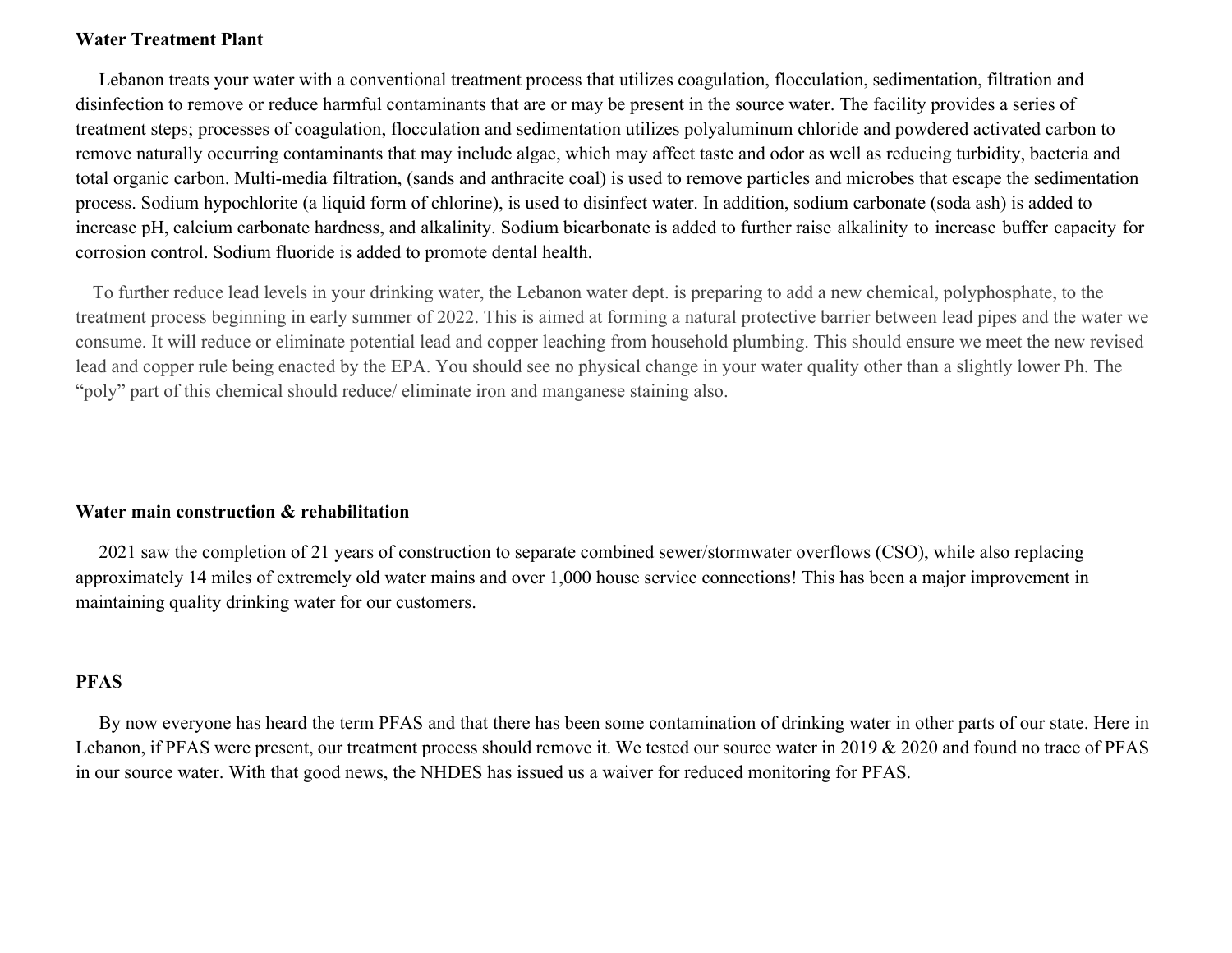**Water Treatment Plant**

Lebanon treats your water with a conventional treatment process that utilizes coagulation, flocculation, sedimentation, filtration and disinfection to remove or reduce harmful contaminants that are or may be present in the source water. The facility provides a series of treatment steps; processes of coagulation, flocculation and sedimentation utilizes polyaluminum chloride and powdered activated carbon to remove naturally occurring contaminants that may include algae, which may affect taste and odor as well as reducing turbidity, bacteria and total organic carbon. Multi-media filtration, (sands and anthracite coal) is used to remove particles and microbes that escape the sedimentation process. Sodium hypochlorite (a liquid form of chlorine), is used to disinfect water. In addition, sodium carbonate (soda ash) is added to increase pH, calcium carbonate hardness, and alkalinity. Sodium bicarbonate is added to further raise alkalinity to increase buffer capacity for corrosion control. Sodium fluoride is added to promote dental health.

To further reduce lead levels in your drinking water, the Lebanon water dept. is preparing to add a new chemical, polyphosphate, to the treatment process beginning in early summer of 2022. This is aimed at forming a natural protective barrier between lead pipes and the water we consume. It will reduce or eliminate potential lead and copper leaching from household plumbing. This should ensure we meet the new revised lead and copper rule being enacted by the EPA. You should see no physical change in your water quality other than a slightly lower Ph. The "poly" part of this chemical should reduce/ eliminate iron and manganese staining also.

**Water main construction & rehabilitation**

2021 saw the completion of 21 years of construction to separate combined sewer/stormwater overflows (CSO), while also replacing approximately 14 miles of extremely old water mains and over 1,000 house service connections! This has been a major improvement in maintaining quality drinking water for our customers.

**PFAS**

By now everyone has heard the term PFAS and that there has been some contamination of drinking water in other parts of our state. Here in Lebanon, if PFAS were present, our treatment process should remove it. We tested our source water in 2019 & 2020 and found no trace of PFAS in our source water. With that good news, the NHDES has issued us a waiver for reduced monitoring for PFAS.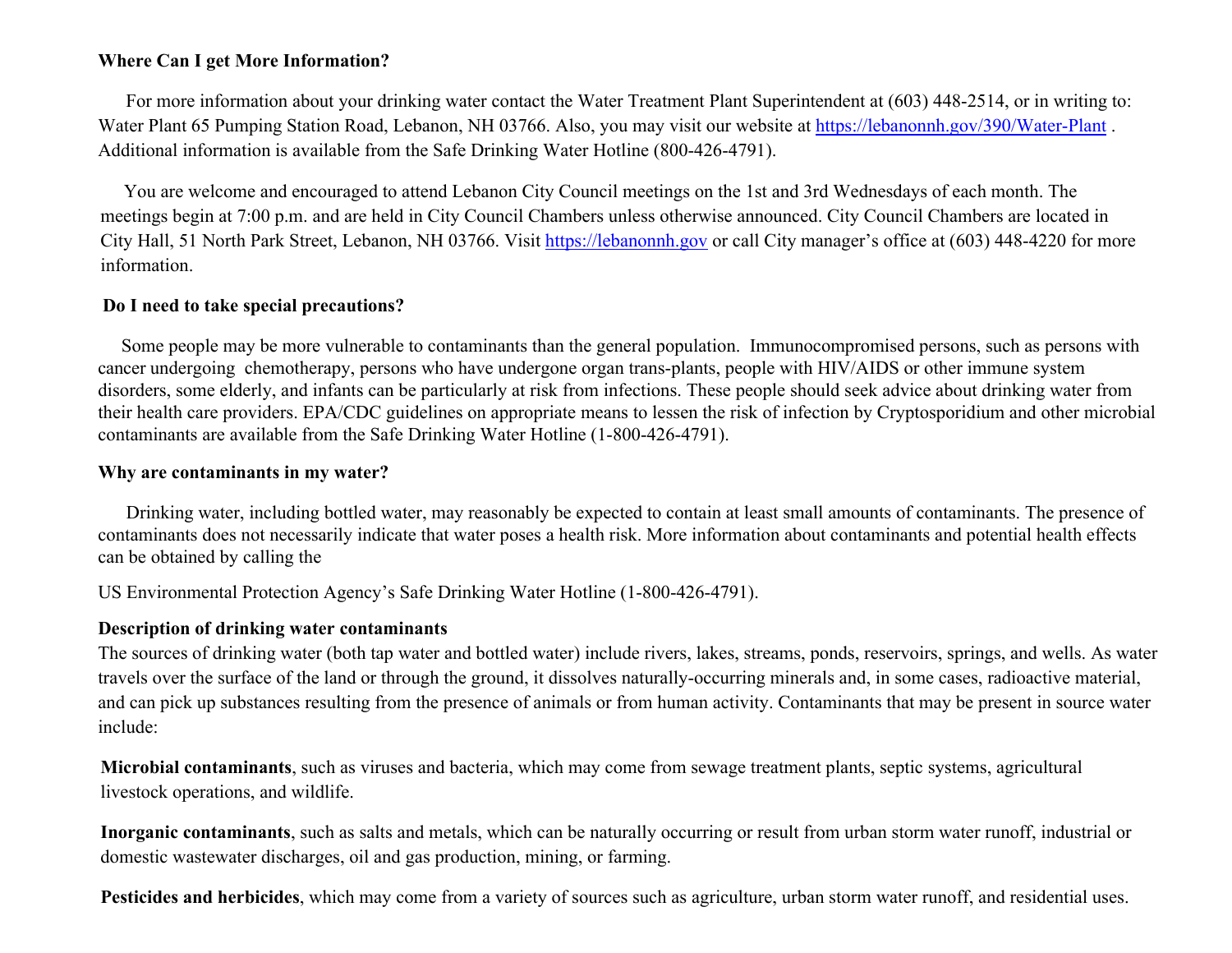### Where Can I get More Information?

For more information about your drinking water contact the Water Treatment Plant Superintendent at (603) 448-2514, or in writing to: Water Plant 65 Pumping Station Road, Lebanon, NH 03766. Also, you may visit our website at https://lebanonnh.gov/390/Water-Plant . Additional information is available from the Safe Drinking Water Hotline (800-426-4791).

You are welcome and encouraged to attend Lebanon City Council meetings on the 1st and 3rd Wednesdays of each month. The meetings begin at 7:00 p.m. and are held in City Council Chambers unless otherwise announced. City Council Chambers are located in City Hall, 51 North Park Street, Lebanon, NH 03766. Visit https://lebanonnh.gov or call City manager's office at (603) 448-4220 for more information.

### Do I need to take special precautions?

Some people may be more vulnerable to contaminants than the general population. Immunocompromised persons, such as persons with cancer undergoing chemotherapy, persons who have undergone organ trans-plants, people with HIV/AIDS or other immune system disorders, some elderly, and infants can be particularly at risk from infections. These people should seek advice about drinking water from their health care providers. EPA/CDC guidelines on appropriate means to lessen the risk of infection by Cryptosporidium and other microbial contaminants are available from the Safe Drinking Water Hotline (1-800-426-4791).

### Why are contaminants in my water?

Drinking water, including bottled water, may reasonably be expected to contain at least small amounts of contaminants. The presence of contaminants does not necessarily indicate that water poses a health risk. More information about contaminants and potential health effects can be obtained by calling the

US Environmental Protection Agency's Safe Drinking Water Hotline (1-800-426-4791).

### Description of drinking water contaminants

The sources of drinking water (both tap water and bottled water) include rivers, lakes, streams, ponds, reservoirs, springs, and wells. As water travels over the surface of the land or through the ground, it dissolves naturally-occurring minerals and, in some cases, radioactive material, and can pick up substances resulting from the presence of animals or from human activity. Contaminants that may be present in source water include:

**Microbial contaminants**, such as viruses and bacteria, which may come from sewage treatment plants, septic systems, agricultural livestock operations, and wildlife.

**Inorganic contaminants**, such as salts and metals, which can be naturally occurring or result from urban storm water runoff, industrial or domestic wastewater discharges, oil and gas production, mining, or farming.

**Pesticides and herbicides**, which may come from a variety of sources such as agriculture, urban storm water runoff, and residential uses.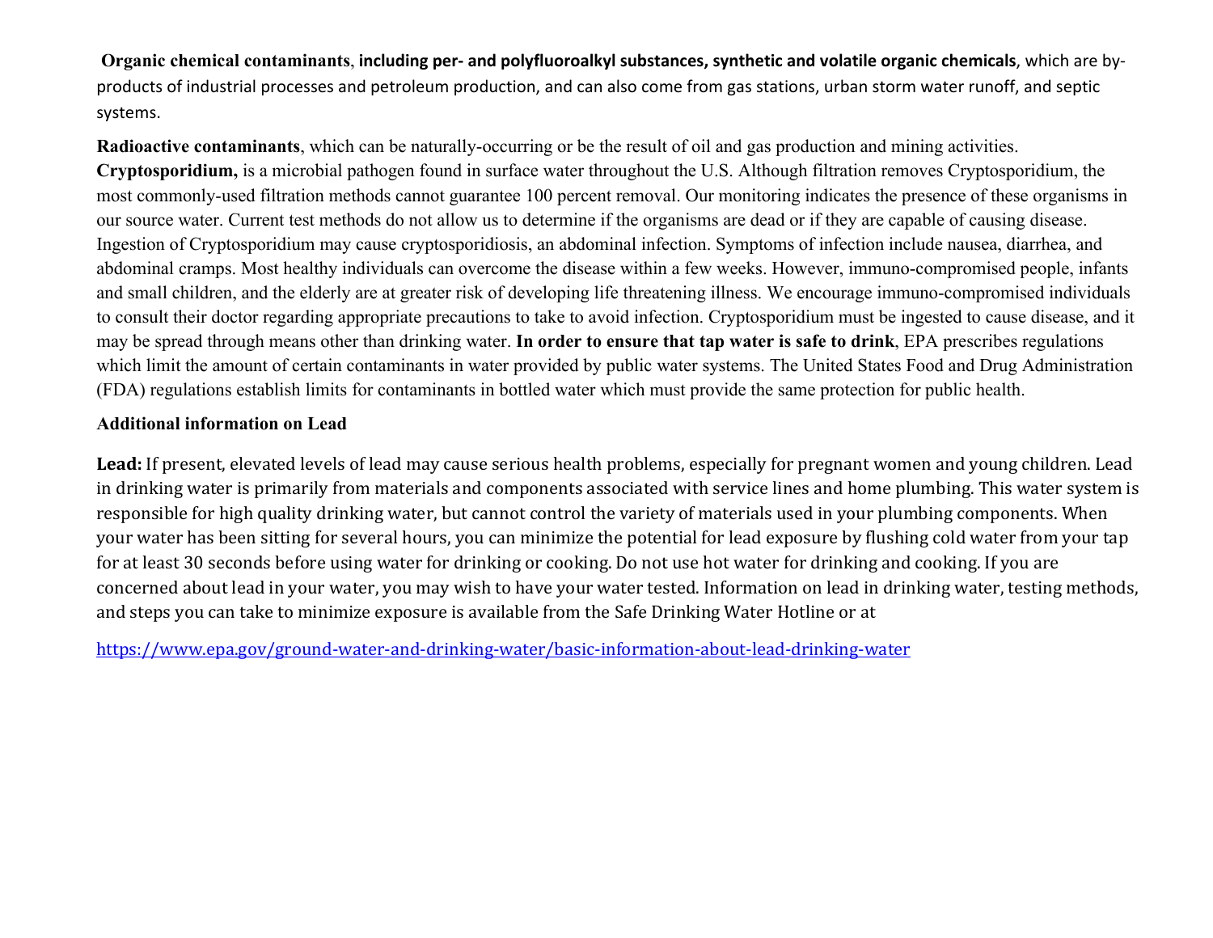**Organic chemical contaminants**, **including per- and polyfluoroalkyl substances, synthetic and volatile organic chemicals**, which are by-products of industrial processes and petroleum production, and can also come from gas stations, urban storm water runoff, and septic systems.

**Radioactive contaminants**, which can be naturally-occurring or be the result of oil and gas production and mining activities.
**Cryptosporidium,** is a microbial pathogen found in surface water throughout the U.S. Although filtration removes Cryptosporidium, the most commonly-used filtration methods cannot guarantee 100 percent removal. Our monitoring indicates the presence of these organisms in our source water. Current test methods do not allow us to determine if the organisms are dead or if they are capable of causing disease. Ingestion of Cryptosporidium may cause cryptosporidiosis, an abdominal infection. Symptoms of infection include nausea, diarrhea, and abdominal cramps. Most healthy individuals can overcome the disease within a few weeks. However, immuno-compromised people, infants and small children, and the elderly are at greater risk of developing life threatening illness. We encourage immuno-compromised individuals to consult their doctor regarding appropriate precautions to take to avoid infection. Cryptosporidium must be ingested to cause disease, and it may be spread through means other than drinking water. **In order to ensure that tap water is safe to drink**, EPA prescribes regulations which limit the amount of certain contaminants in water provided by public water systems. The United States Food and Drug Administration (FDA) regulations establish limits for contaminants in bottled water which must provide the same protection for public health.

**Additional information on Lead**

**Lead:** If present, elevated levels of lead may cause serious health problems, especially for pregnant women and young children. Lead in drinking water is primarily from materials and components associated with service lines and home plumbing. This water system is responsible for high quality drinking water, but cannot control the variety of materials used in your plumbing components. When your water has been sitting for several hours, you can minimize the potential for lead exposure by flushing cold water from your tap for at least 30 seconds before using water for drinking or cooking. Do not use hot water for drinking and cooking. If you are concerned about lead in your water, you may wish to have your water tested. Information on lead in drinking water, testing methods, and steps you can take to minimize exposure is available from the Safe Drinking Water Hotline or at

https://www.epa.gov/ground-water-and-drinking-water/basic-information-about-lead-drinking-water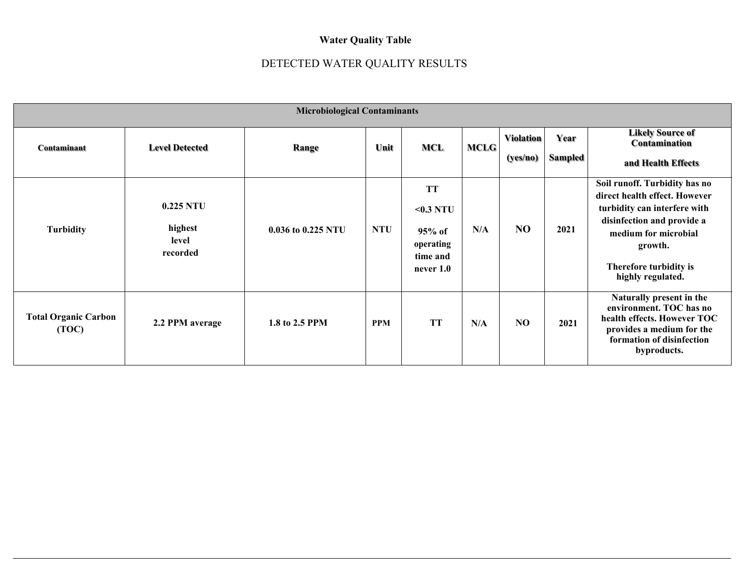**Water Quality Table**

DETECTED WATER QUALITY RESULTS

| Microbiological Contaminants | | | | | | | | |
|---|---|---|---|---|---|---|---|---|
| **Contaminant** | **Level Detected** | **Range** | **Unit** | **MCL** | **MCLG** | **Violation (yes/no)** | **Year Sampled** | **Likely Source of Contamination and Health Effects** |
| **Turbidity** | **0.225 NTU highest level recorded** | **0.036 to 0.225 NTU** | **NTU** | **TT <0.3 NTU 95% of operating time and never 1.0** | **N/A** | **NO** | **2021** | **Soil runoff. Turbidity has no direct health effect. However turbidity can interfere with disinfection and provide a medium for microbial growth. Therefore turbidity is highly regulated.** |
| **Total Organic Carbon (TOC)** | **2.2 PPM average** | **1.8 to 2.5 PPM** | **PPM** | **TT** | **N/A** | **NO** | **2021** | **Naturally present in the environment. TOC has no health effects. However TOC provides a medium for the formation of disinfection byproducts.** |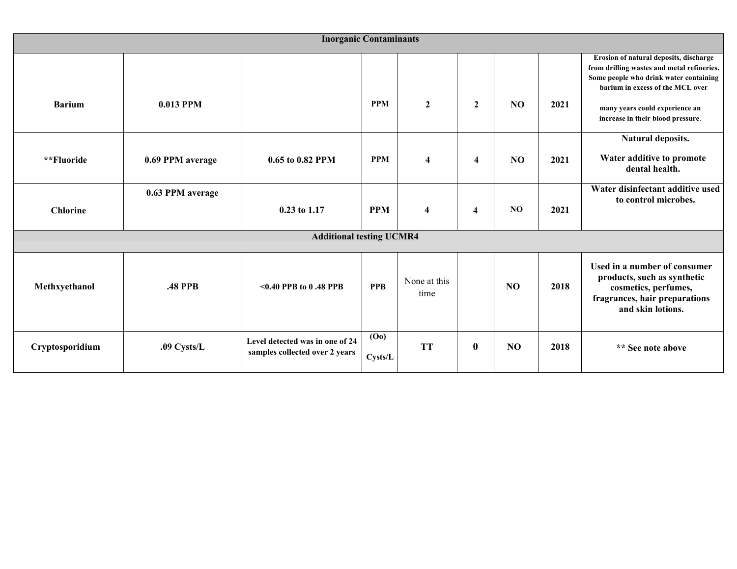| | | | | | | | | |
|---|---|---|---|---|---|---|---|---|
| **Inorganic Contaminants** | | | | | | | | |
| **Barium** | **0.013 PPM** | | **PPM** | **2** | **2** | **NO** | **2021** | **Erosion of natural deposits, discharge from drilling wastes and metal refineries. Some people who drink water containing barium in excess of the MCL over many years could experience an increase in their blood pressure.** |
| **\*\*Fluoride** | **0.69 PPM average** | **0.65 to 0.82 PPM** | **PPM** | **4** | **4** | **NO** | **2021** | **Natural deposits. Water additive to promote dental health.** |
| **Chlorine** | **0.63 PPM average** | **0.23 to 1.17** | **PPM** | **4** | **4** | **NO** | **2021** | **Water disinfectant additive used to control microbes.** |
| **Additional testing UCMR4** | | | | | | | | |
| **Methxyethanol** | **.48 PPB** | **<0.40 PPB to 0 .48 PPB** | **PPB** | None at this time | | **NO** | **2018** | **Used in a number of consumer products, such as synthetic cosmetics, perfumes, fragrances, hair preparations and skin lotions.** |
| **Cryptosporidium** | **.09 Cysts/L** | **Level detected was in one of 24 samples collected over 2 years** | **(Oo) Cysts/L** | **TT** | **0** | **NO** | **2018** | **\*\* See note above** |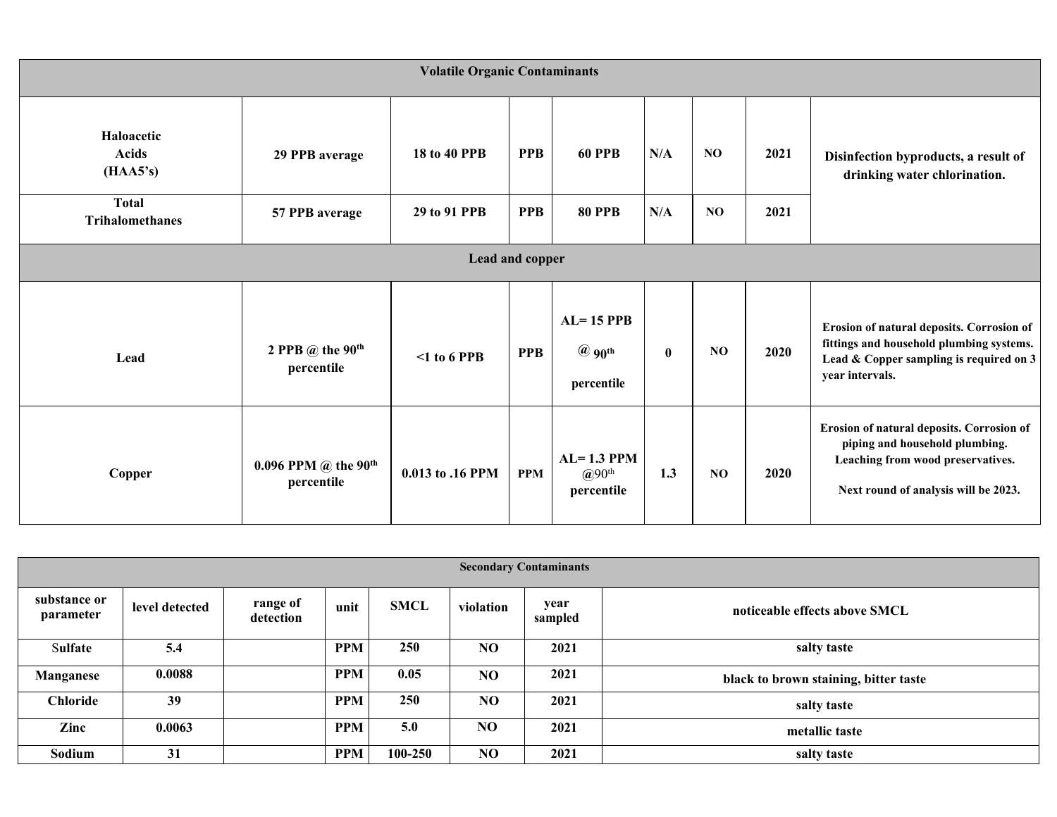| Volatile Organic Contaminants | | | | | | | | |
|---|---|---|---|---|---|---|---|---|
| **Haloacetic Acids (HAA5's)** | **29 PPB average** | **18 to 40 PPB** | **PPB** | **60 PPB** | **N/A** | **NO** | **2021** | **Disinfection byproducts, a result of drinking water chlorination.** |
| **Total Trihalomethanes** | **57 PPB average** | **29 to 91 PPB** | **PPB** | **80 PPB** | **N/A** | **NO** | **2021** | |
| **Lead and copper** | | | | | | | | |
| **Lead** | **2 PPB @ the 90th percentile** | **<1 to 6 PPB** | **PPB** | **AL= 15 PPB @ 90th percentile** | **0** | **NO** | **2020** | **Erosion of natural deposits. Corrosion of fittings and household plumbing systems. Lead & Copper sampling is required on 3 year intervals.** |
| **Copper** | **0.096 PPM @ the 90th percentile** | **0.013 to .16 PPM** | **PPM** | **AL= 1.3 PPM @90th percentile** | **1.3** | **NO** | **2020** | **Erosion of natural deposits. Corrosion of piping and household plumbing. Leaching from wood preservatives. Next round of analysis will be 2023.** |

| Secondary Contaminants | | | | | | | |
|---|---|---|---|---|---|---|---|
| **substance or parameter** | **level detected** | **range of detection** | **unit** | **SMCL** | **violation** | **year sampled** | **noticeable effects above SMCL** |
| **Sulfate** | **5.4** | | **PPM** | **250** | **NO** | **2021** | **salty taste** |
| **Manganese** | **0.0088** | | **PPM** | **0.05** | **NO** | **2021** | **black to brown staining, bitter taste** |
| **Chloride** | **39** | | **PPM** | **250** | **NO** | **2021** | **salty taste** |
| **Zinc** | **0.0063** | | **PPM** | **5.0** | **NO** | **2021** | **metallic taste** |
| **Sodium** | **31** | | **PPM** | **100-250** | **NO** | **2021** | **salty taste** |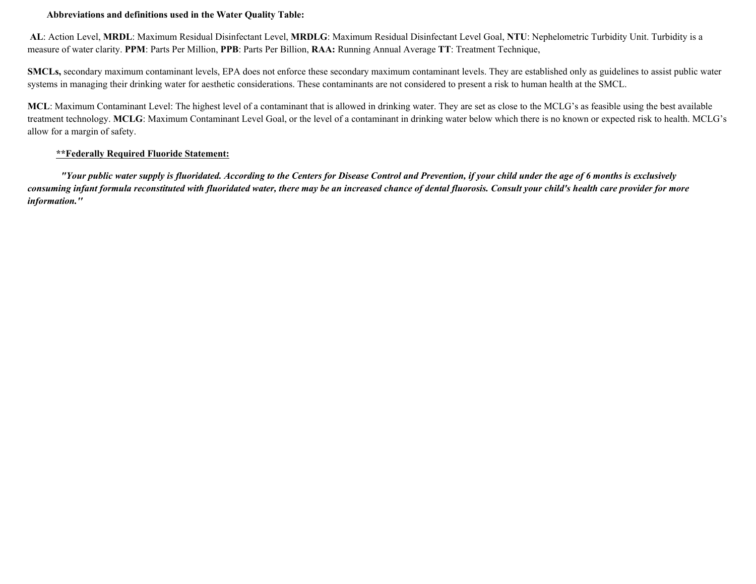**Abbreviations and definitions used in the Water Quality Table:**

**AL**: Action Level, **MRDL**: Maximum Residual Disinfectant Level, **MRDLG**: Maximum Residual Disinfectant Level Goal, **NTU**: Nephelometric Turbidity Unit. Turbidity is a measure of water clarity. **PPM**: Parts Per Million, **PPB**: Parts Per Billion, **RAA:** Running Annual Average **TT**: Treatment Technique,

**SMCLs,** secondary maximum contaminant levels, EPA does not enforce these secondary maximum contaminant levels. They are established only as guidelines to assist public water systems in managing their drinking water for aesthetic considerations. These contaminants are not considered to present a risk to human health at the SMCL.

**MCL**: Maximum Contaminant Level: The highest level of a contaminant that is allowed in drinking water. They are set as close to the MCLG's as feasible using the best available treatment technology. **MCLG**: Maximum Contaminant Level Goal, or the level of a contaminant in drinking water below which there is no known or expected risk to health. MCLG's allow for a margin of safety.

**<u>**Federally Required Fluoride Statement:</u>**

***"Your public water supply is fluoridated. According to the Centers for Disease Control and Prevention, if your child under the age of 6 months is exclusively consuming infant formula reconstituted with fluoridated water, there may be an increased chance of dental fluorosis. Consult your child's health care provider for more information."***